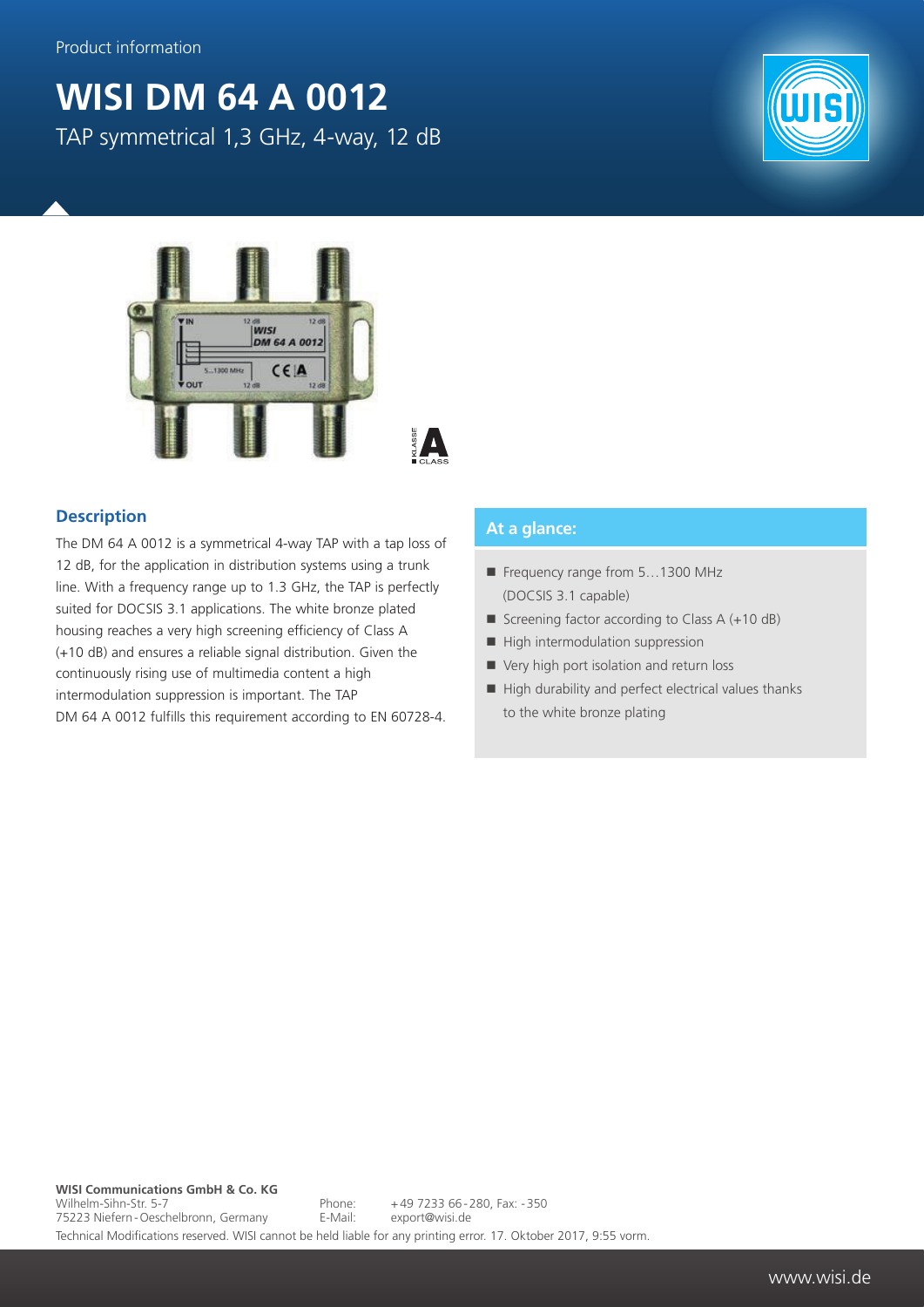Product information

# WISI DM 64 A 0012

TAP symmetrical 1,3 GHz, 4-way, 12 dB

## Description

The DM 64 A 0012 is a symmetrical 4-way TAP with a tap loss of 12 dB, for the application in distribution systems using a trunk line. With a frequency range up to 1.3 GHz, the TAP is perfectly suited for DOCSIS 3.1 applications. The white bronze plated housing reaches a very high screening efficiency of Class A (+10 dB) and ensures a reliable signal distribution. Given the continuously rising use of multimedia content a high intermodulation suppression is important. The TAP DM 64 A 0012 fulfills this requirement according to EN 60728-4.

## At a glance:

- Frequency range from 5…1300 MHz (DOCSIS 3.1 capable)
- Screening factor according to Class A (+10 dB)
- High intermodulation suppression
- Very high port isolation and return loss
- High durability and perfect electrical values thanks to the white bronze plating

**WISI Communications GmbH & Co. KG**
Wilhelm-Sihn-Str. 5-7
75223 Niefern-Oeschelbronn, Germany

Phone: +49 7233 66-280, Fax: -350
E-Mail: export@wisi.de

Technical Modifications reserved. WISI cannot be held liable for any printing error. 17. Oktober 2017, 9:55 vorm.

www.wisi.de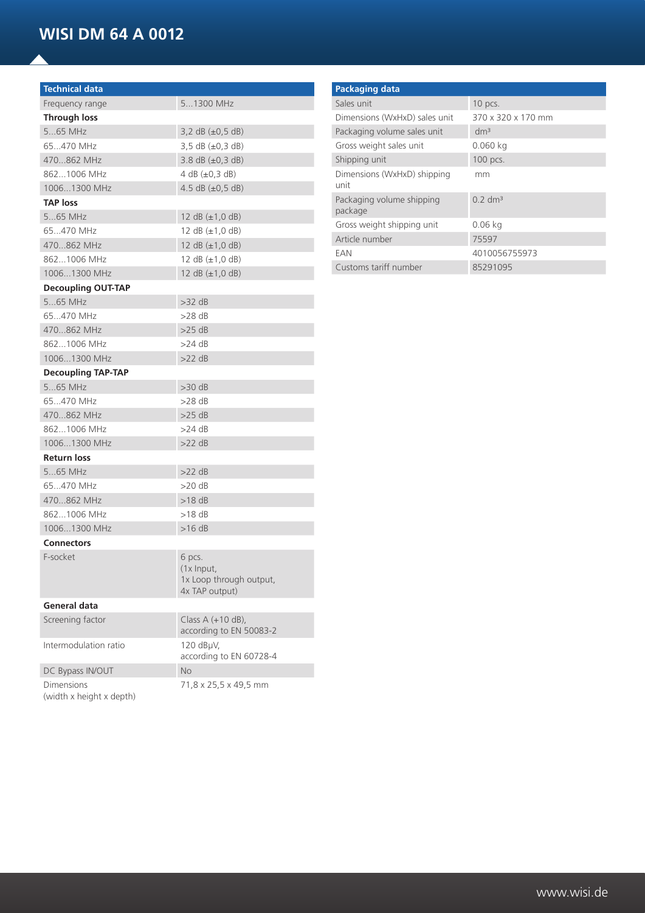# WISI DM 64 A 0012

| Technical data | |
|---|---|
| Frequency range | 5...1300 MHz |
| **Through loss** | |
| 5...65 MHz | 3,2 dB (±0,5 dB) |
| 65...470 MHz | 3,5 dB (±0,3 dB) |
| 470...862 MHz | 3.8 dB (±0,3 dB) |
| 862...1006 MHz | 4 dB (±0,3 dB) |
| 1006...1300 MHz | 4.5 dB (±0,5 dB) |
| **TAP loss** | |
| 5...65 MHz | 12 dB (±1,0 dB) |
| 65...470 MHz | 12 dB (±1,0 dB) |
| 470...862 MHz | 12 dB (±1,0 dB) |
| 862...1006 MHz | 12 dB (±1,0 dB) |
| 1006...1300 MHz | 12 dB (±1,0 dB) |
| **Decoupling OUT-TAP** | |
| 5...65 MHz | >32 dB |
| 65...470 MHz | >28 dB |
| 470...862 MHz | >25 dB |
| 862...1006 MHz | >24 dB |
| 1006...1300 MHz | >22 dB |
| **Decoupling TAP-TAP** | |
| 5...65 MHz | >30 dB |
| 65...470 MHz | >28 dB |
| 470...862 MHz | >25 dB |
| 862...1006 MHz | >24 dB |
| 1006...1300 MHz | >22 dB |
| **Return loss** | |
| 5...65 MHz | >22 dB |
| 65...470 MHz | >20 dB |
| 470...862 MHz | >18 dB |
| 862...1006 MHz | >18 dB |
| 1006...1300 MHz | >16 dB |
| **Connectors** | |
| F-socket | 6 pcs. (1x Input, 1x Loop through output, 4x TAP output) |
| **General data** | |
| Screening factor | Class A (+10 dB), according to EN 50083-2 |
| Intermodulation ratio | 120 dBµV, according to EN 60728-4 |
| DC Bypass IN/OUT | No |
| Dimensions (width x height x depth) | 71,8 x 25,5 x 49,5 mm |

| Packaging data | |
|---|---|
| Sales unit | 10 pcs. |
| Dimensions (WxHxD) sales unit | 370 x 320 x 170 mm |
| Packaging volume sales unit | dm³ |
| Gross weight sales unit | 0.060 kg |
| Shipping unit | 100 pcs. |
| Dimensions (WxHxD) shipping unit | mm |
| Packaging volume shipping package | 0.2 dm³ |
| Gross weight shipping unit | 0.06 kg |
| Article number | 75597 |
| EAN | 4010056755973 |
| Customs tariff number | 85291095 |

www.wisi.de